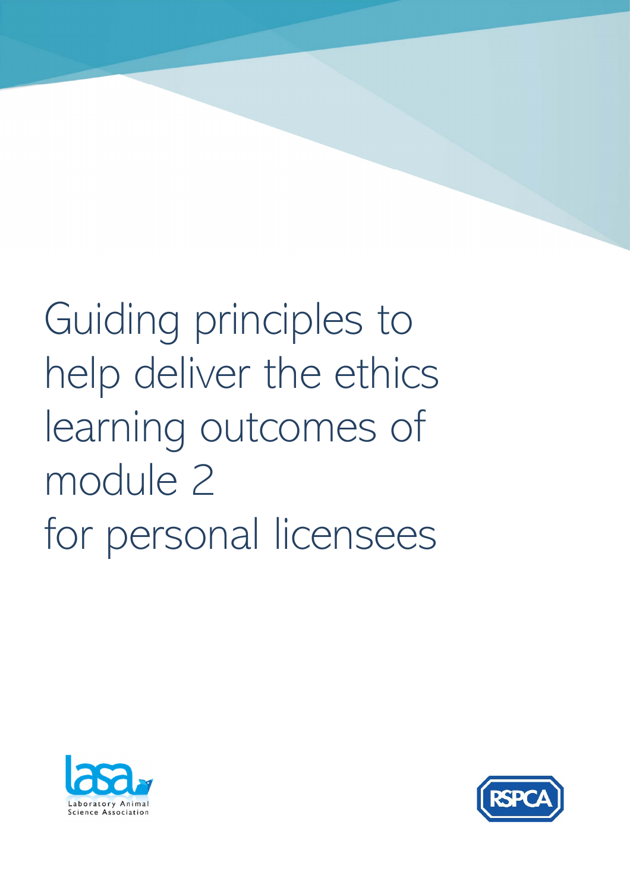# Guiding principles to help deliver the ethics learning outcomes of module 2 for personal licensees

Laboratory Animal Science Association

RSPCA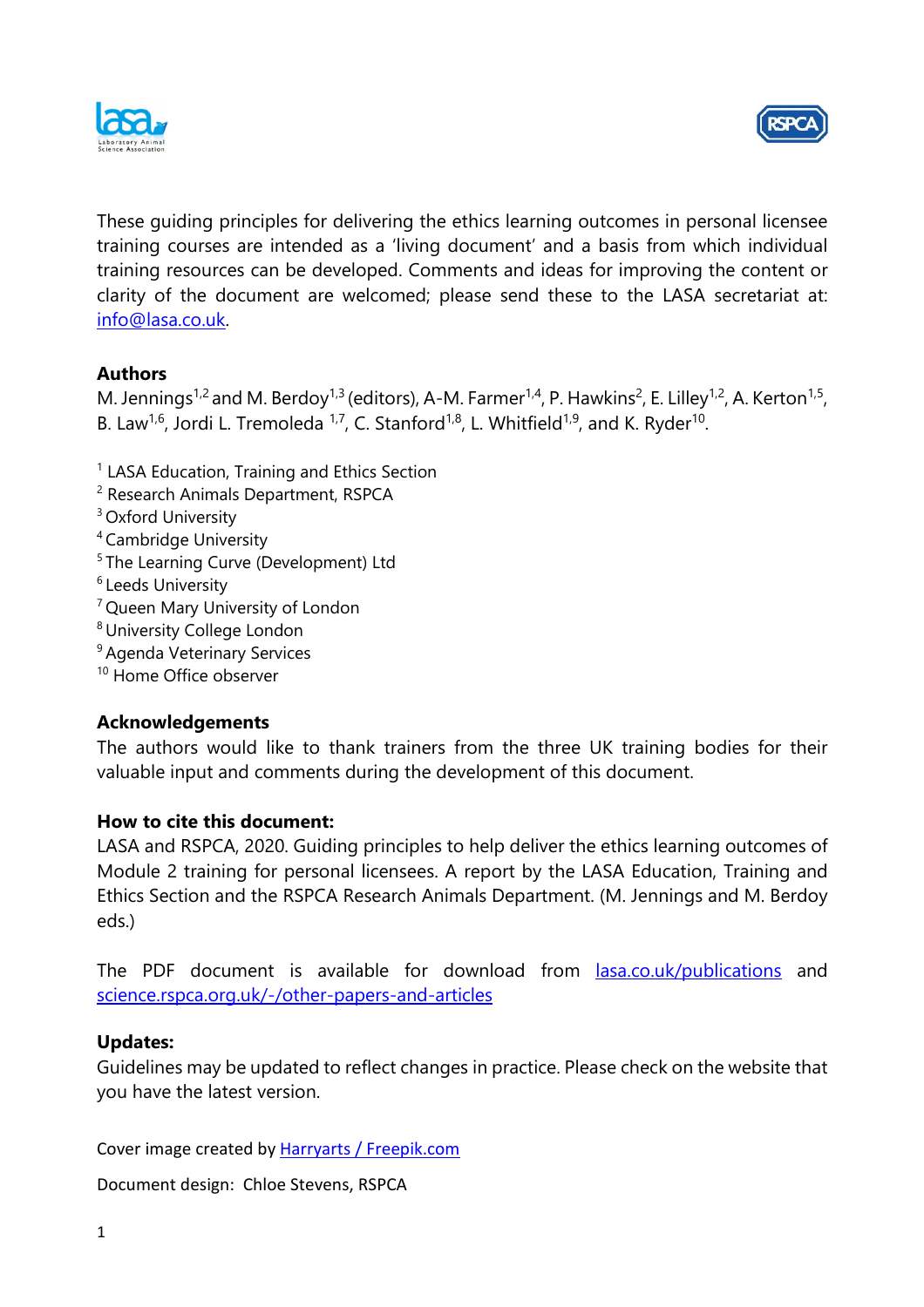These guiding principles for delivering the ethics learning outcomes in personal licensee training courses are intended as a 'living document' and a basis from which individual training resources can be developed. Comments and ideas for improving the content or clarity of the document are welcomed; please send these to the LASA secretariat at: info@lasa.co.uk.

**Authors**

M. Jennings[1,2] and M. Berdoy[1,3] (editors), A-M. Farmer[1,4], P. Hawkins[2], E. Lilley[1,2], A. Kerton[1,5], B. Law[1,6], Jordi L. Tremoleda [1,7], C. Stanford[1,8], L. Whitfield[1,9], and K. Ryder[10].

[1] LASA Education, Training and Ethics Section
[2] Research Animals Department, RSPCA
[3] Oxford University
[4] Cambridge University
[5] The Learning Curve (Development) Ltd
[6] Leeds University
[7] Queen Mary University of London
[8] University College London
[9] Agenda Veterinary Services
[10] Home Office observer

**Acknowledgements**

The authors would like to thank trainers from the three UK training bodies for their valuable input and comments during the development of this document.

**How to cite this document:**

LASA and RSPCA, 2020. Guiding principles to help deliver the ethics learning outcomes of Module 2 training for personal licensees. A report by the LASA Education, Training and Ethics Section and the RSPCA Research Animals Department. (M. Jennings and M. Berdoy eds.)

The PDF document is available for download from lasa.co.uk/publications and science.rspca.org.uk/-/other-papers-and-articles

**Updates:**

Guidelines may be updated to reflect changes in practice. Please check on the website that you have the latest version.

Cover image created by Harryarts / Freepik.com

Document design: Chloe Stevens, RSPCA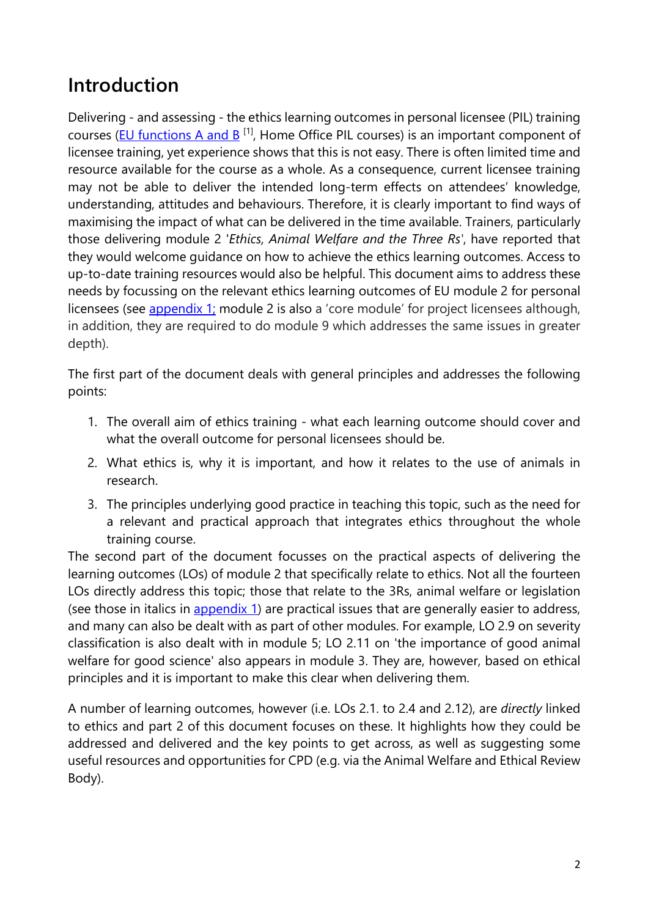# Introduction

Delivering - and assessing - the ethics learning outcomes in personal licensee (PIL) training courses (EU functions A and B [1], Home Office PIL courses) is an important component of licensee training, yet experience shows that this is not easy. There is often limited time and resource available for the course as a whole. As a consequence, current licensee training may not be able to deliver the intended long-term effects on attendees' knowledge, understanding, attitudes and behaviours. Therefore, it is clearly important to find ways of maximising the impact of what can be delivered in the time available. Trainers, particularly those delivering module 2 '*Ethics, Animal Welfare and the Three Rs*', have reported that they would welcome guidance on how to achieve the ethics learning outcomes. Access to up-to-date training resources would also be helpful. This document aims to address these needs by focussing on the relevant ethics learning outcomes of EU module 2 for personal licensees (see appendix 1; module 2 is also a 'core module' for project licensees although, in addition, they are required to do module 9 which addresses the same issues in greater depth).

The first part of the document deals with general principles and addresses the following points:

1. The overall aim of ethics training - what each learning outcome should cover and what the overall outcome for personal licensees should be.
2. What ethics is, why it is important, and how it relates to the use of animals in research.
3. The principles underlying good practice in teaching this topic, such as the need for a relevant and practical approach that integrates ethics throughout the whole training course.

The second part of the document focusses on the practical aspects of delivering the learning outcomes (LOs) of module 2 that specifically relate to ethics. Not all the fourteen LOs directly address this topic; those that relate to the 3Rs, animal welfare or legislation (see those in italics in appendix 1) are practical issues that are generally easier to address, and many can also be dealt with as part of other modules. For example, LO 2.9 on severity classification is also dealt with in module 5; LO 2.11 on 'the importance of good animal welfare for good science' also appears in module 3. They are, however, based on ethical principles and it is important to make this clear when delivering them.

A number of learning outcomes, however (i.e. LOs 2.1. to 2.4 and 2.12), are *directly* linked to ethics and part 2 of this document focuses on these. It highlights how they could be addressed and delivered and the key points to get across, as well as suggesting some useful resources and opportunities for CPD (e.g. via the Animal Welfare and Ethical Review Body).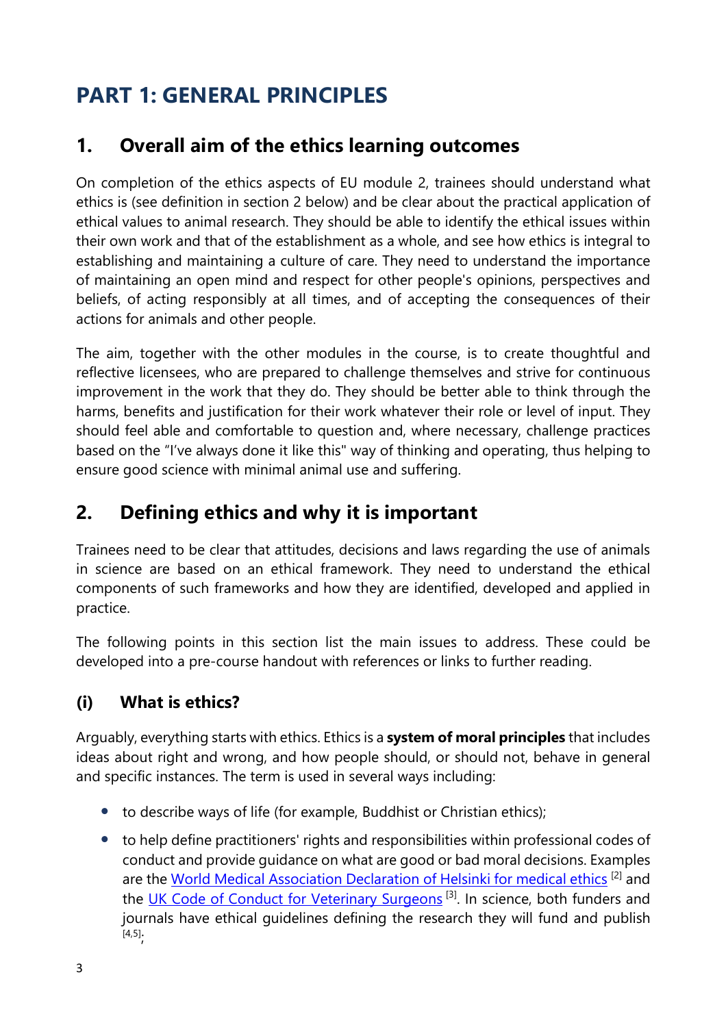# PART 1: GENERAL PRINCIPLES

## 1. Overall aim of the ethics learning outcomes

On completion of the ethics aspects of EU module 2, trainees should understand what ethics is (see definition in section 2 below) and be clear about the practical application of ethical values to animal research. They should be able to identify the ethical issues within their own work and that of the establishment as a whole, and see how ethics is integral to establishing and maintaining a culture of care. They need to understand the importance of maintaining an open mind and respect for other people's opinions, perspectives and beliefs, of acting responsibly at all times, and of accepting the consequences of their actions for animals and other people.

The aim, together with the other modules in the course, is to create thoughtful and reflective licensees, who are prepared to challenge themselves and strive for continuous improvement in the work that they do. They should be better able to think through the harms, benefits and justification for their work whatever their role or level of input. They should feel able and comfortable to question and, where necessary, challenge practices based on the "I've always done it like this" way of thinking and operating, thus helping to ensure good science with minimal animal use and suffering.

## 2. Defining ethics and why it is important

Trainees need to be clear that attitudes, decisions and laws regarding the use of animals in science are based on an ethical framework. They need to understand the ethical components of such frameworks and how they are identified, developed and applied in practice.

The following points in this section list the main issues to address. These could be developed into a pre-course handout with references or links to further reading.

### (i) What is ethics?

Arguably, everything starts with ethics. Ethics is a **system of moral principles** that includes ideas about right and wrong, and how people should, or should not, behave in general and specific instances. The term is used in several ways including:

- to describe ways of life (for example, Buddhist or Christian ethics);
- to help define practitioners' rights and responsibilities within professional codes of conduct and provide guidance on what are good or bad moral decisions. Examples are the World Medical Association Declaration of Helsinki for medical ethics [2] and the UK Code of Conduct for Veterinary Surgeons [3]. In science, both funders and journals have ethical guidelines defining the research they will fund and publish [4,5];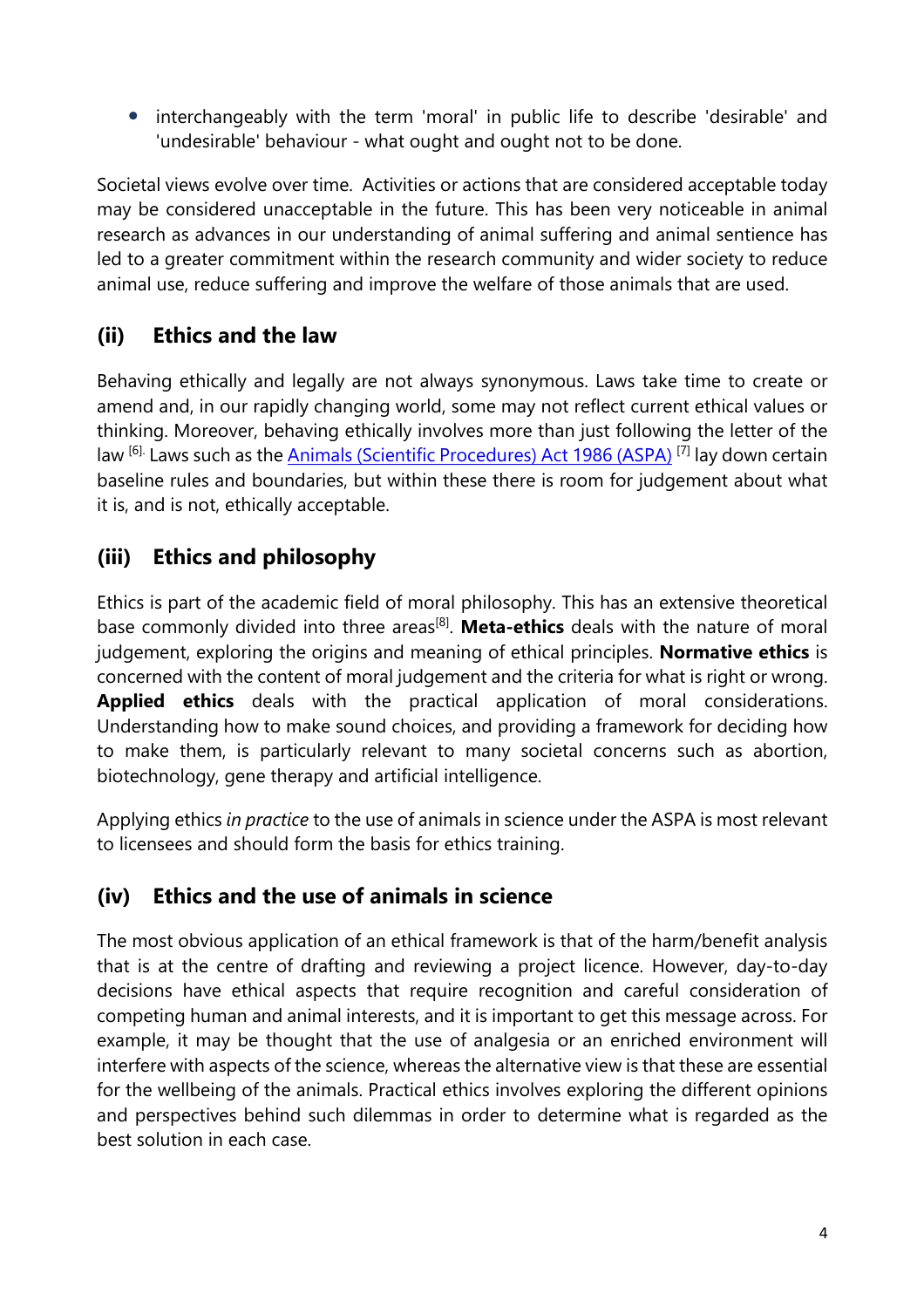- interchangeably with the term 'moral' in public life to describe 'desirable' and 'undesirable' behaviour - what ought and ought not to be done.

Societal views evolve over time. Activities or actions that are considered acceptable today may be considered unacceptable in the future. This has been very noticeable in animal research as advances in our understanding of animal suffering and animal sentience has led to a greater commitment within the research community and wider society to reduce animal use, reduce suffering and improve the welfare of those animals that are used.

## (ii) Ethics and the law

Behaving ethically and legally are not always synonymous. Laws take time to create or amend and, in our rapidly changing world, some may not reflect current ethical values or thinking. Moreover, behaving ethically involves more than just following the letter of the law [6]. Laws such as the Animals (Scientific Procedures) Act 1986 (ASPA) [7] lay down certain baseline rules and boundaries, but within these there is room for judgement about what it is, and is not, ethically acceptable.

## (iii) Ethics and philosophy

Ethics is part of the academic field of moral philosophy. This has an extensive theoretical base commonly divided into three areas[8]. **Meta-ethics** deals with the nature of moral judgement, exploring the origins and meaning of ethical principles. **Normative ethics** is concerned with the content of moral judgement and the criteria for what is right or wrong. **Applied ethics** deals with the practical application of moral considerations. Understanding how to make sound choices, and providing a framework for deciding how to make them, is particularly relevant to many societal concerns such as abortion, biotechnology, gene therapy and artificial intelligence.

Applying ethics *in practice* to the use of animals in science under the ASPA is most relevant to licensees and should form the basis for ethics training.

## (iv) Ethics and the use of animals in science

The most obvious application of an ethical framework is that of the harm/benefit analysis that is at the centre of drafting and reviewing a project licence. However, day-to-day decisions have ethical aspects that require recognition and careful consideration of competing human and animal interests, and it is important to get this message across. For example, it may be thought that the use of analgesia or an enriched environment will interfere with aspects of the science, whereas the alternative view is that these are essential for the wellbeing of the animals. Practical ethics involves exploring the different opinions and perspectives behind such dilemmas in order to determine what is regarded as the best solution in each case.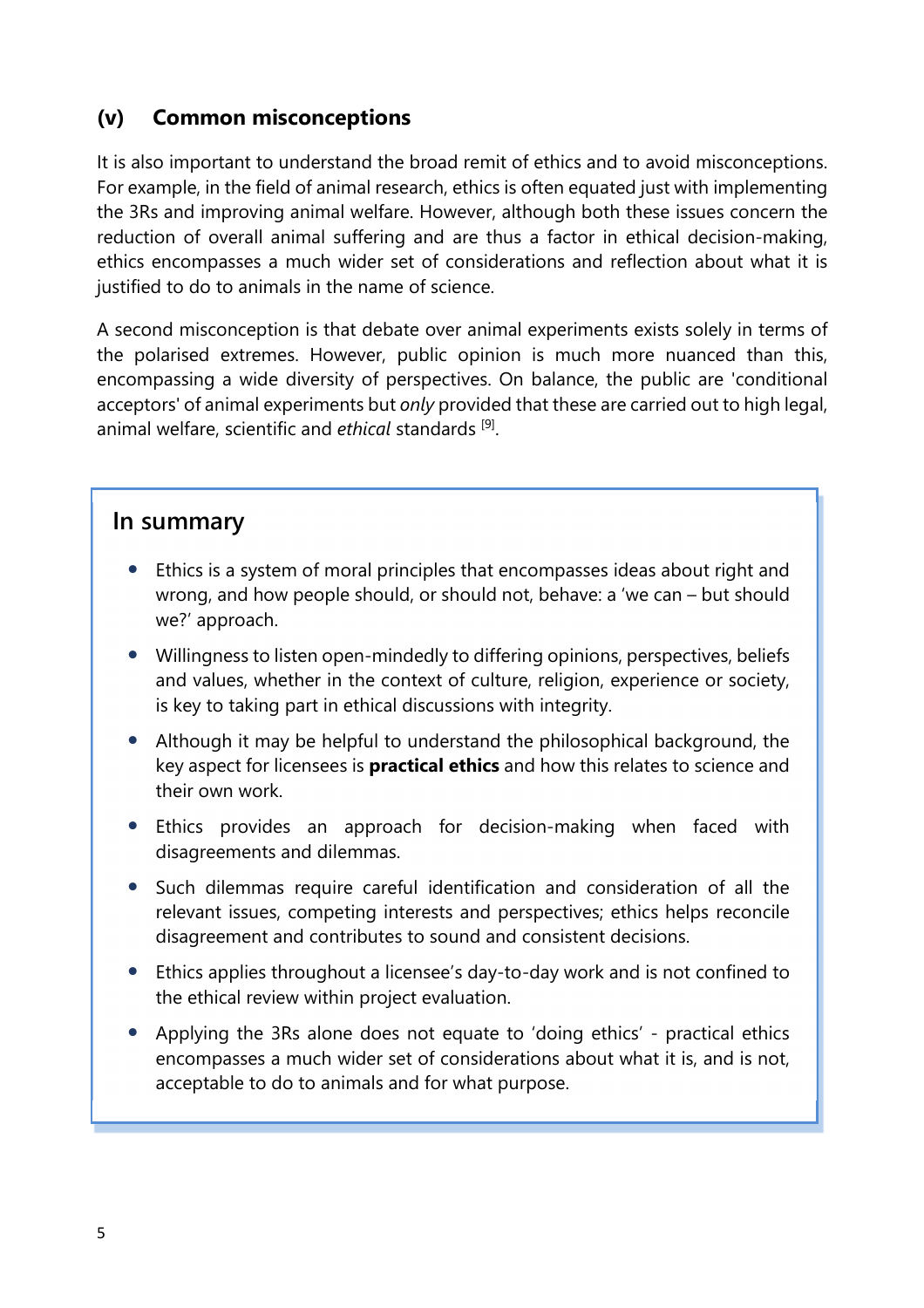### (v) Common misconceptions

It is also important to understand the broad remit of ethics and to avoid misconceptions. For example, in the field of animal research, ethics is often equated just with implementing the 3Rs and improving animal welfare. However, although both these issues concern the reduction of overall animal suffering and are thus a factor in ethical decision-making, ethics encompasses a much wider set of considerations and reflection about what it is justified to do to animals in the name of science.

A second misconception is that debate over animal experiments exists solely in terms of the polarised extremes. However, public opinion is much more nuanced than this, encompassing a wide diversity of perspectives. On balance, the public are 'conditional acceptors' of animal experiments but *only* provided that these are carried out to high legal, animal welfare, scientific and *ethical* standards [9].

## In summary

- Ethics is a system of moral principles that encompasses ideas about right and wrong, and how people should, or should not, behave: a 'we can – but should we?' approach.
- Willingness to listen open-mindedly to differing opinions, perspectives, beliefs and values, whether in the context of culture, religion, experience or society, is key to taking part in ethical discussions with integrity.
- Although it may be helpful to understand the philosophical background, the key aspect for licensees is **practical ethics** and how this relates to science and their own work.
- Ethics provides an approach for decision-making when faced with disagreements and dilemmas.
- Such dilemmas require careful identification and consideration of all the relevant issues, competing interests and perspectives; ethics helps reconcile disagreement and contributes to sound and consistent decisions.
- Ethics applies throughout a licensee's day-to-day work and is not confined to the ethical review within project evaluation.
- Applying the 3Rs alone does not equate to 'doing ethics' - practical ethics encompasses a much wider set of considerations about what it is, and is not, acceptable to do to animals and for what purpose.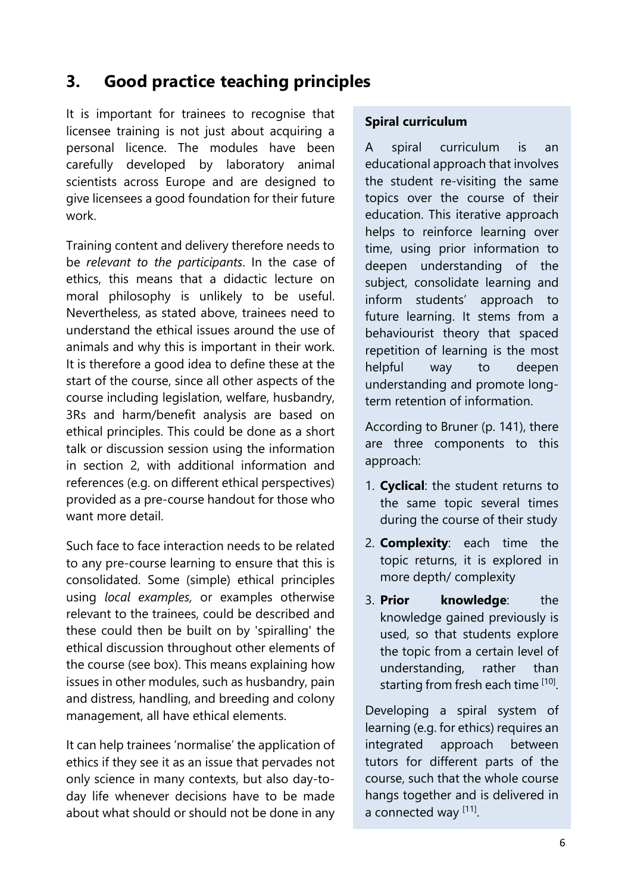## 3. Good practice teaching principles

It is important for trainees to recognise that licensee training is not just about acquiring a personal licence. The modules have been carefully developed by laboratory animal scientists across Europe and are designed to give licensees a good foundation for their future work.

Training content and delivery therefore needs to be *relevant to the participants*. In the case of ethics, this means that a didactic lecture on moral philosophy is unlikely to be useful. Nevertheless, as stated above, trainees need to understand the ethical issues around the use of animals and why this is important in their work. It is therefore a good idea to define these at the start of the course, since all other aspects of the course including legislation, welfare, husbandry, 3Rs and harm/benefit analysis are based on ethical principles. This could be done as a short talk or discussion session using the information in section 2, with additional information and references (e.g. on different ethical perspectives) provided as a pre-course handout for those who want more detail.

Such face to face interaction needs to be related to any pre-course learning to ensure that this is consolidated. Some (simple) ethical principles using *local examples,* or examples otherwise relevant to the trainees, could be described and these could then be built on by 'spiralling' the ethical discussion throughout other elements of the course (see box). This means explaining how issues in other modules, such as husbandry, pain and distress, handling, and breeding and colony management, all have ethical elements.

It can help trainees 'normalise' the application of ethics if they see it as an issue that pervades not only science in many contexts, but also day-to-day life whenever decisions have to be made about what should or should not be done in any

**Spiral curriculum**

A spiral curriculum is an educational approach that involves the student re-visiting the same topics over the course of their education. This iterative approach helps to reinforce learning over time, using prior information to deepen understanding of the subject, consolidate learning and inform students' approach to future learning. It stems from a behaviourist theory that spaced repetition of learning is the most helpful way to deepen understanding and promote long-term retention of information.

According to Bruner (p. 141), there are three components to this approach:

1. **Cyclical**: the student returns to the same topic several times during the course of their study
2. **Complexity**: each time the topic returns, it is explored in more depth/ complexity
3. **Prior knowledge**: the knowledge gained previously is used, so that students explore the topic from a certain level of understanding, rather than starting from fresh each time [10].

Developing a spiral system of learning (e.g. for ethics) requires an integrated approach between tutors for different parts of the course, such that the whole course hangs together and is delivered in a connected way [11].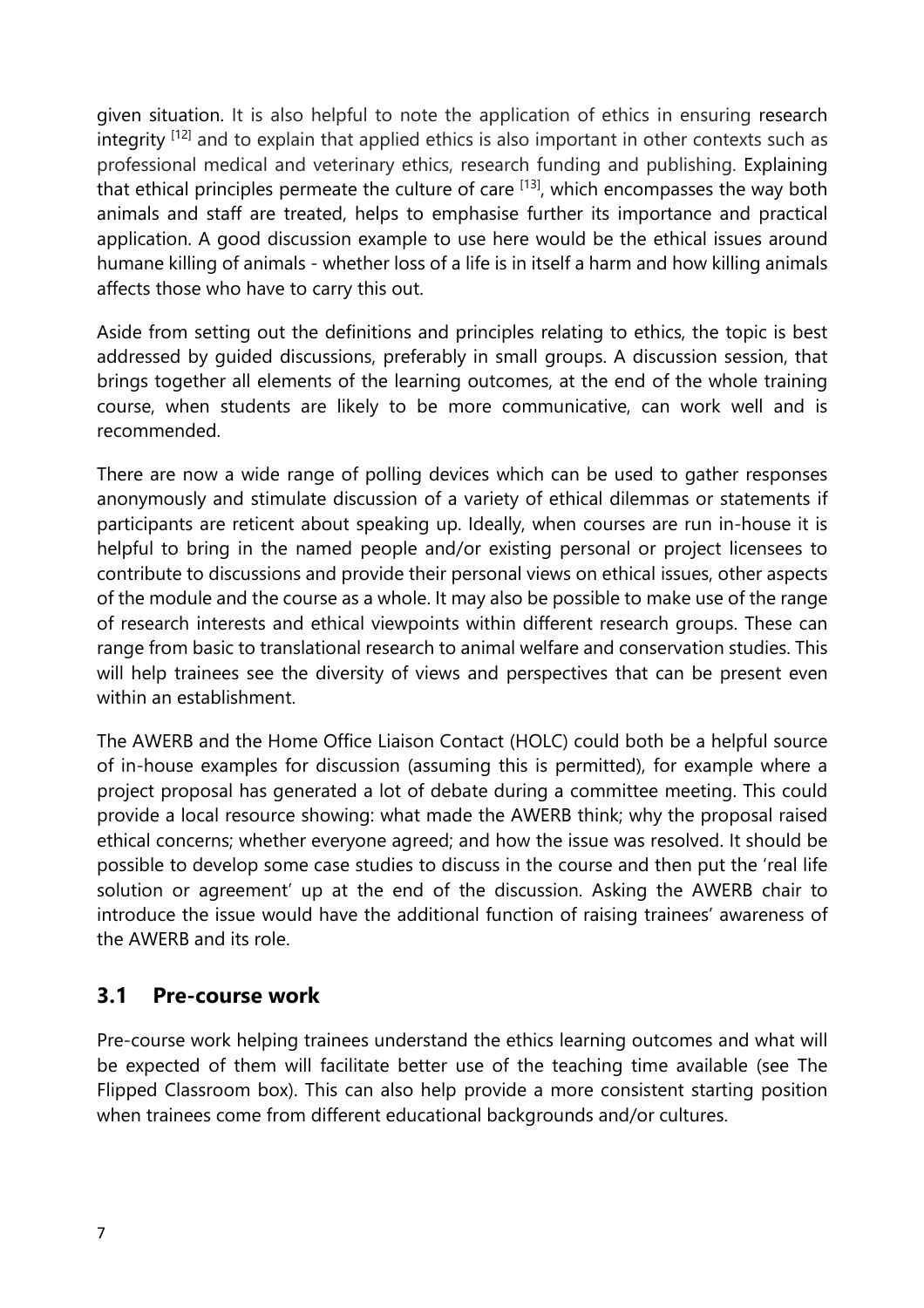given situation. It is also helpful to note the application of ethics in ensuring research integrity [12] and to explain that applied ethics is also important in other contexts such as professional medical and veterinary ethics, research funding and publishing. Explaining that ethical principles permeate the culture of care [13], which encompasses the way both animals and staff are treated, helps to emphasise further its importance and practical application. A good discussion example to use here would be the ethical issues around humane killing of animals - whether loss of a life is in itself a harm and how killing animals affects those who have to carry this out.

Aside from setting out the definitions and principles relating to ethics, the topic is best addressed by guided discussions, preferably in small groups. A discussion session, that brings together all elements of the learning outcomes, at the end of the whole training course, when students are likely to be more communicative, can work well and is recommended.

There are now a wide range of polling devices which can be used to gather responses anonymously and stimulate discussion of a variety of ethical dilemmas or statements if participants are reticent about speaking up. Ideally, when courses are run in-house it is helpful to bring in the named people and/or existing personal or project licensees to contribute to discussions and provide their personal views on ethical issues, other aspects of the module and the course as a whole. It may also be possible to make use of the range of research interests and ethical viewpoints within different research groups. These can range from basic to translational research to animal welfare and conservation studies. This will help trainees see the diversity of views and perspectives that can be present even within an establishment.

The AWERB and the Home Office Liaison Contact (HOLC) could both be a helpful source of in-house examples for discussion (assuming this is permitted), for example where a project proposal has generated a lot of debate during a committee meeting. This could provide a local resource showing: what made the AWERB think; why the proposal raised ethical concerns; whether everyone agreed; and how the issue was resolved. It should be possible to develop some case studies to discuss in the course and then put the 'real life solution or agreement' up at the end of the discussion. Asking the AWERB chair to introduce the issue would have the additional function of raising trainees' awareness of the AWERB and its role.

## 3.1 Pre-course work

Pre-course work helping trainees understand the ethics learning outcomes and what will be expected of them will facilitate better use of the teaching time available (see The Flipped Classroom box). This can also help provide a more consistent starting position when trainees come from different educational backgrounds and/or cultures.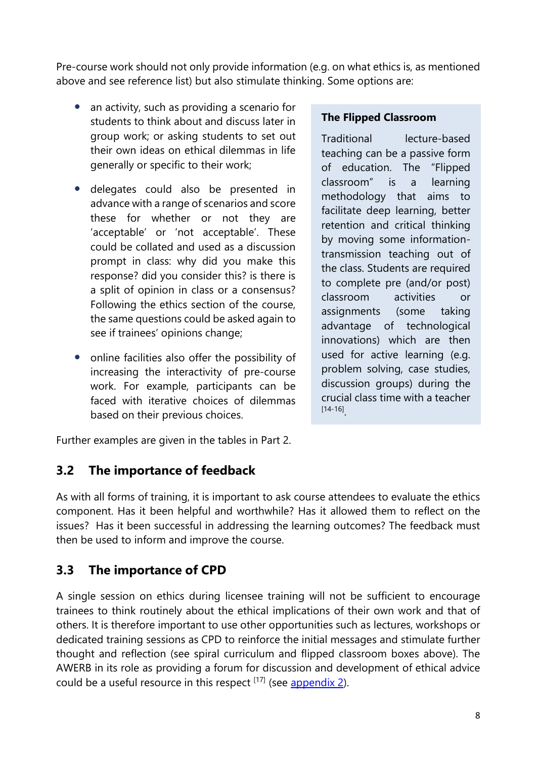Pre-course work should not only provide information (e.g. on what ethics is, as mentioned above and see reference list) but also stimulate thinking. Some options are:

- an activity, such as providing a scenario for students to think about and discuss later in group work; or asking students to set out their own ideas on ethical dilemmas in life generally or specific to their work;
- delegates could also be presented in advance with a range of scenarios and score these for whether or not they are 'acceptable' or 'not acceptable'. These could be collated and used as a discussion prompt in class: why did you make this response? did you consider this? is there is a split of opinion in class or a consensus? Following the ethics section of the course, the same questions could be asked again to see if trainees' opinions change;
- online facilities also offer the possibility of increasing the interactivity of pre-course work. For example, participants can be faced with iterative choices of dilemmas based on their previous choices.

> **The Flipped Classroom**
>
> Traditional lecture-based teaching can be a passive form of education. The "Flipped classroom" is a learning methodology that aims to facilitate deep learning, better retention and critical thinking by moving some information-transmission teaching out of the class. Students are required to complete pre (and/or post) classroom activities or assignments (some taking advantage of technological innovations) which are then used for active learning (e.g. problem solving, case studies, discussion groups) during the crucial class time with a teacher [14-16].

Further examples are given in the tables in Part 2.

## 3.2 The importance of feedback

As with all forms of training, it is important to ask course attendees to evaluate the ethics component. Has it been helpful and worthwhile? Has it allowed them to reflect on the issues? Has it been successful in addressing the learning outcomes? The feedback must then be used to inform and improve the course.

## 3.3 The importance of CPD

A single session on ethics during licensee training will not be sufficient to encourage trainees to think routinely about the ethical implications of their own work and that of others. It is therefore important to use other opportunities such as lectures, workshops or dedicated training sessions as CPD to reinforce the initial messages and stimulate further thought and reflection (see spiral curriculum and flipped classroom boxes above). The AWERB in its role as providing a forum for discussion and development of ethical advice could be a useful resource in this respect [17] (see appendix 2).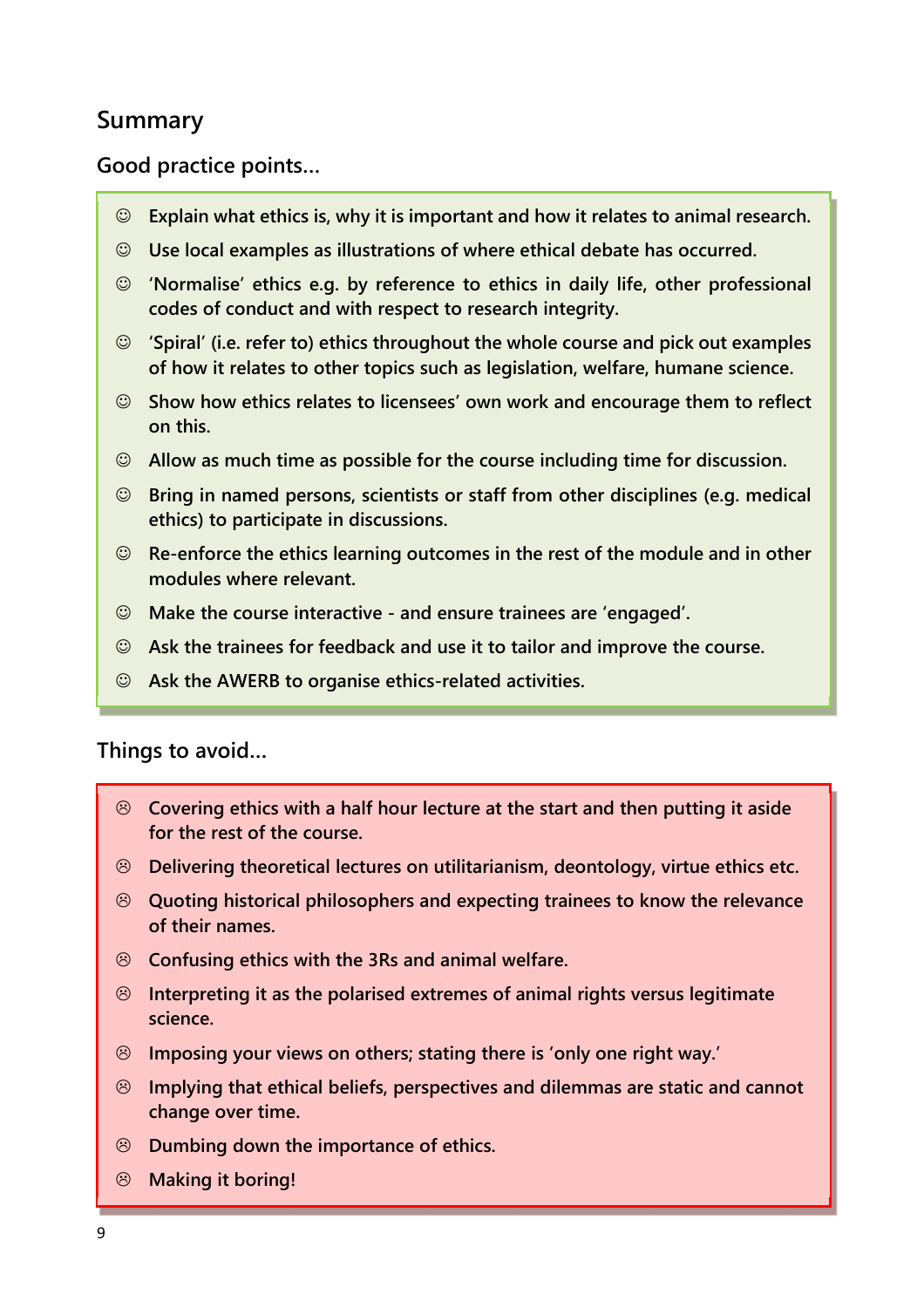## Summary

### Good practice points…

- ☺ Explain what ethics is, why it is important and how it relates to animal research.
- ☺ Use local examples as illustrations of where ethical debate has occurred.
- ☺ 'Normalise' ethics e.g. by reference to ethics in daily life, other professional codes of conduct and with respect to research integrity.
- ☺ 'Spiral' (i.e. refer to) ethics throughout the whole course and pick out examples of how it relates to other topics such as legislation, welfare, humane science.
- ☺ Show how ethics relates to licensees' own work and encourage them to reflect on this.
- ☺ Allow as much time as possible for the course including time for discussion.
- ☺ Bring in named persons, scientists or staff from other disciplines (e.g. medical ethics) to participate in discussions.
- ☺ Re-enforce the ethics learning outcomes in the rest of the module and in other modules where relevant.
- ☺ Make the course interactive - and ensure trainees are 'engaged'.
- ☺ Ask the trainees for feedback and use it to tailor and improve the course.
- ☺ Ask the AWERB to organise ethics-related activities.

### Things to avoid…

- ☹ Covering ethics with a half hour lecture at the start and then putting it aside for the rest of the course.
- ☹ Delivering theoretical lectures on utilitarianism, deontology, virtue ethics etc.
- ☹ Quoting historical philosophers and expecting trainees to know the relevance of their names.
- ☹ Confusing ethics with the 3Rs and animal welfare.
- ☹ Interpreting it as the polarised extremes of animal rights versus legitimate science.
- ☹ Imposing your views on others; stating there is 'only one right way.'
- ☹ Implying that ethical beliefs, perspectives and dilemmas are static and cannot change over time.
- ☹ Dumbing down the importance of ethics.
- ☹ Making it boring!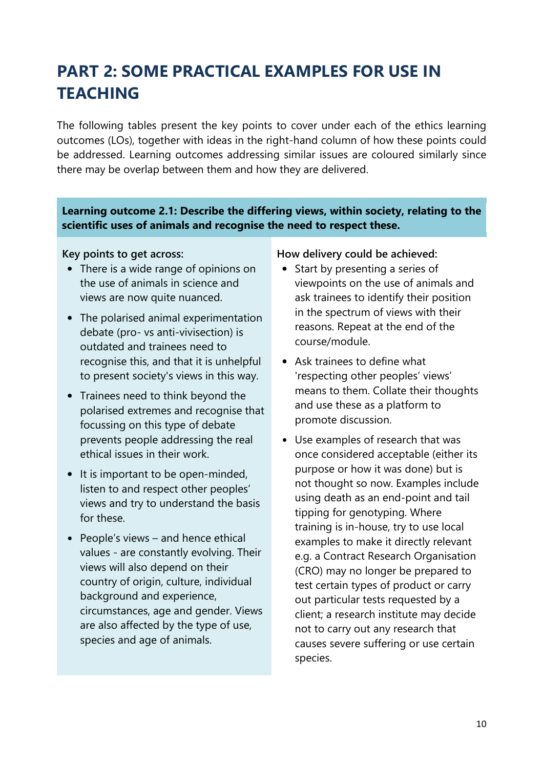# PART 2: SOME PRACTICAL EXAMPLES FOR USE IN TEACHING

The following tables present the key points to cover under each of the ethics learning outcomes (LOs), together with ideas in the right-hand column of how these points could be addressed. Learning outcomes addressing similar issues are coloured similarly since there may be overlap between them and how they are delivered.

| **Learning outcome 2.1: Describe the differing views, within society, relating to the scientific uses of animals and recognise the need to respect these.** | |
|---|---|
| **Key points to get across:**<br>• There is a wide range of opinions on the use of animals in science and views are now quite nuanced.<br>• The polarised animal experimentation debate (pro- vs anti-vivisection) is outdated and trainees need to recognise this, and that it is unhelpful to present society's views in this way.<br>• Trainees need to think beyond the polarised extremes and recognise that focussing on this type of debate prevents people addressing the real ethical issues in their work.<br>• It is important to be open-minded, listen to and respect other peoples' views and try to understand the basis for these.<br>• People's views – and hence ethical values - are constantly evolving. Their views will also depend on their country of origin, culture, individual background and experience, circumstances, age and gender. Views are also affected by the type of use, species and age of animals. | **How delivery could be achieved:**<br>• Start by presenting a series of viewpoints on the use of animals and ask trainees to identify their position in the spectrum of views with their reasons. Repeat at the end of the course/module.<br>• Ask trainees to define what 'respecting other peoples' views' means to them. Collate their thoughts and use these as a platform to promote discussion.<br>• Use examples of research that was once considered acceptable (either its purpose or how it was done) but is not thought so now. Examples include using death as an end-point and tail tipping for genotyping. Where training is in-house, try to use local examples to make it directly relevant e.g. a Contract Research Organisation (CRO) may no longer be prepared to test certain types of product or carry out particular tests requested by a client; a research institute may decide not to carry out any research that causes severe suffering or use certain species. |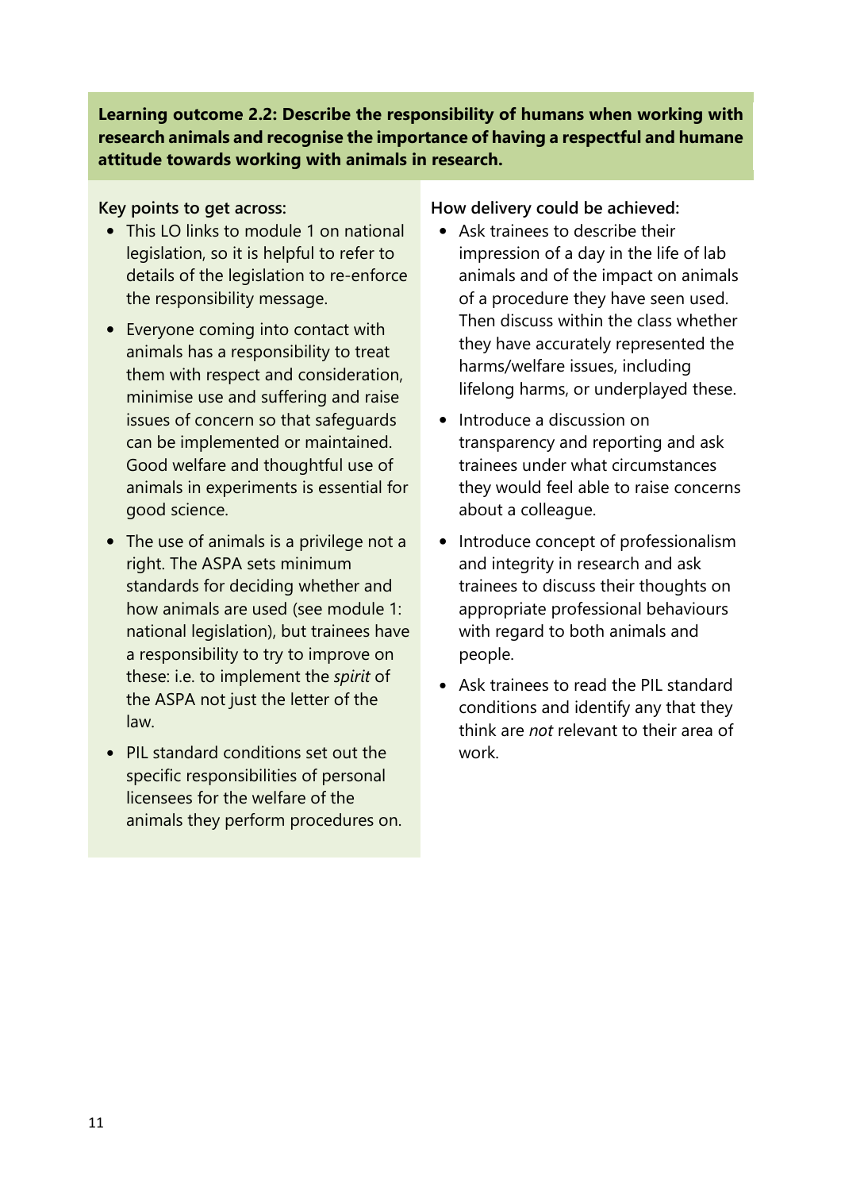**Learning outcome 2.2: Describe the responsibility of humans when working with research animals and recognise the importance of having a respectful and humane attitude towards working with animals in research.**

**Key points to get across:**

- This LO links to module 1 on national legislation, so it is helpful to refer to details of the legislation to re-enforce the responsibility message.
- Everyone coming into contact with animals has a responsibility to treat them with respect and consideration, minimise use and suffering and raise issues of concern so that safeguards can be implemented or maintained. Good welfare and thoughtful use of animals in experiments is essential for good science.
- The use of animals is a privilege not a right. The ASPA sets minimum standards for deciding whether and how animals are used (see module 1: national legislation), but trainees have a responsibility to try to improve on these: i.e. to implement the *spirit* of the ASPA not just the letter of the law.
- PIL standard conditions set out the specific responsibilities of personal licensees for the welfare of the animals they perform procedures on.

**How delivery could be achieved:**

- Ask trainees to describe their impression of a day in the life of lab animals and of the impact on animals of a procedure they have seen used. Then discuss within the class whether they have accurately represented the harms/welfare issues, including lifelong harms, or underplayed these.
- Introduce a discussion on transparency and reporting and ask trainees under what circumstances they would feel able to raise concerns about a colleague.
- Introduce concept of professionalism and integrity in research and ask trainees to discuss their thoughts on appropriate professional behaviours with regard to both animals and people.
- Ask trainees to read the PIL standard conditions and identify any that they think are *not* relevant to their area of work.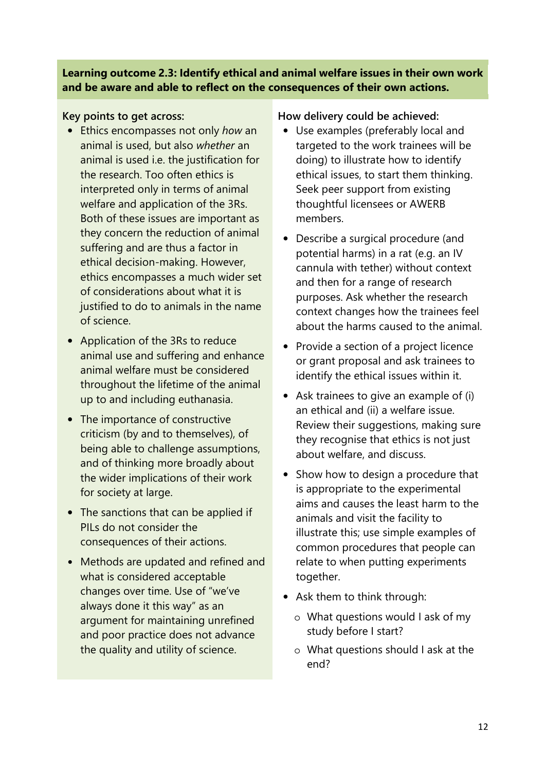**Learning outcome 2.3: Identify ethical and animal welfare issues in their own work and be aware and able to reflect on the consequences of their own actions.**

**Key points to get across:**

- Ethics encompasses not only *how* an animal is used, but also *whether* an animal is used i.e. the justification for the research. Too often ethics is interpreted only in terms of animal welfare and application of the 3Rs. Both of these issues are important as they concern the reduction of animal suffering and are thus a factor in ethical decision-making. However, ethics encompasses a much wider set of considerations about what it is justified to do to animals in the name of science.
- Application of the 3Rs to reduce animal use and suffering and enhance animal welfare must be considered throughout the lifetime of the animal up to and including euthanasia.
- The importance of constructive criticism (by and to themselves), of being able to challenge assumptions, and of thinking more broadly about the wider implications of their work for society at large.
- The sanctions that can be applied if PILs do not consider the consequences of their actions.
- Methods are updated and refined and what is considered acceptable changes over time. Use of "we've always done it this way" as an argument for maintaining unrefined and poor practice does not advance the quality and utility of science.

**How delivery could be achieved:**

- Use examples (preferably local and targeted to the work trainees will be doing) to illustrate how to identify ethical issues, to start them thinking. Seek peer support from existing thoughtful licensees or AWERB members.
- Describe a surgical procedure (and potential harms) in a rat (e.g. an IV cannula with tether) without context and then for a range of research purposes. Ask whether the research context changes how the trainees feel about the harms caused to the animal.
- Provide a section of a project licence or grant proposal and ask trainees to identify the ethical issues within it.
- Ask trainees to give an example of (i) an ethical and (ii) a welfare issue. Review their suggestions, making sure they recognise that ethics is not just about welfare, and discuss.
- Show how to design a procedure that is appropriate to the experimental aims and causes the least harm to the animals and visit the facility to illustrate this; use simple examples of common procedures that people can relate to when putting experiments together.
- Ask them to think through:
  - What questions would I ask of my study before I start?
  - What questions should I ask at the end?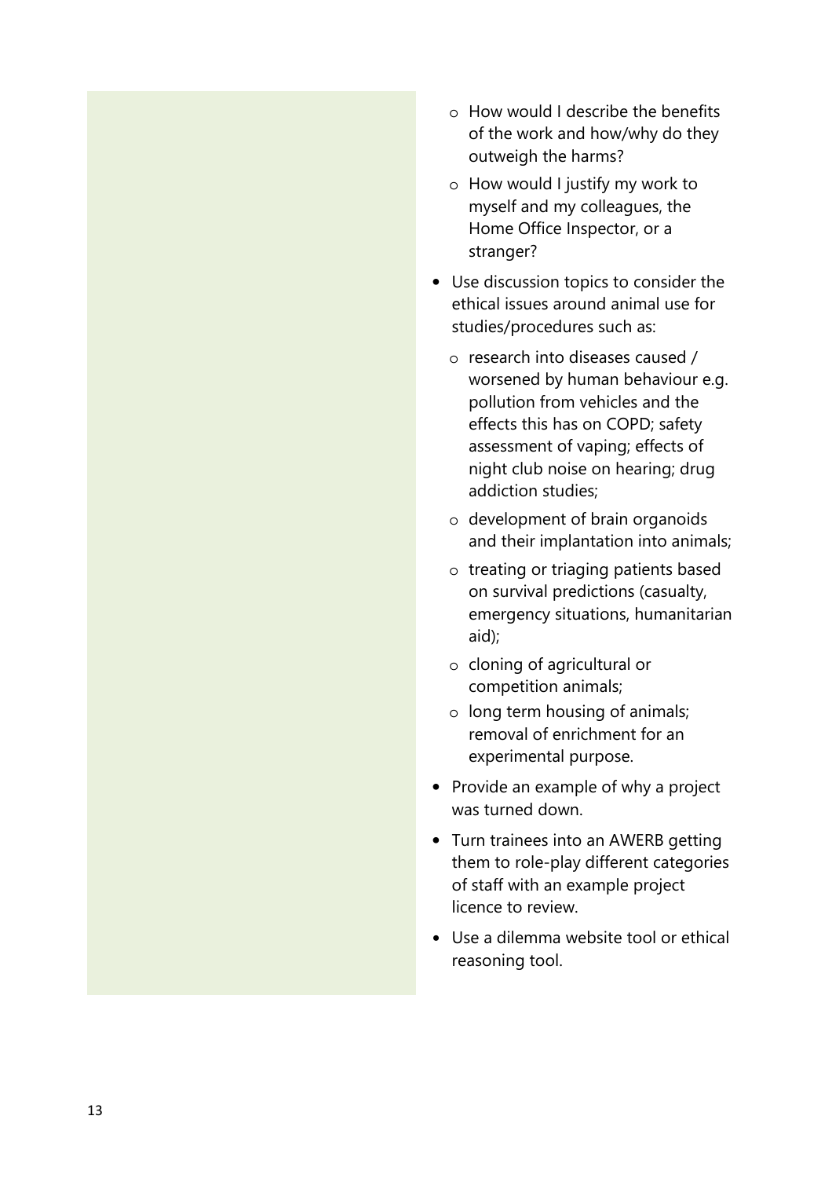- How would I describe the benefits of the work and how/why do they outweigh the harms?
- How would I justify my work to myself and my colleagues, the Home Office Inspector, or a stranger?

- Use discussion topics to consider the ethical issues around animal use for studies/procedures such as:
  - research into diseases caused / worsened by human behaviour e.g. pollution from vehicles and the effects this has on COPD; safety assessment of vaping; effects of night club noise on hearing; drug addiction studies;
  - development of brain organoids and their implantation into animals;
  - treating or triaging patients based on survival predictions (casualty, emergency situations, humanitarian aid);
  - cloning of agricultural or competition animals;
  - long term housing of animals; removal of enrichment for an experimental purpose.
- Provide an example of why a project was turned down.
- Turn trainees into an AWERB getting them to role-play different categories of staff with an example project licence to review.
- Use a dilemma website tool or ethical reasoning tool.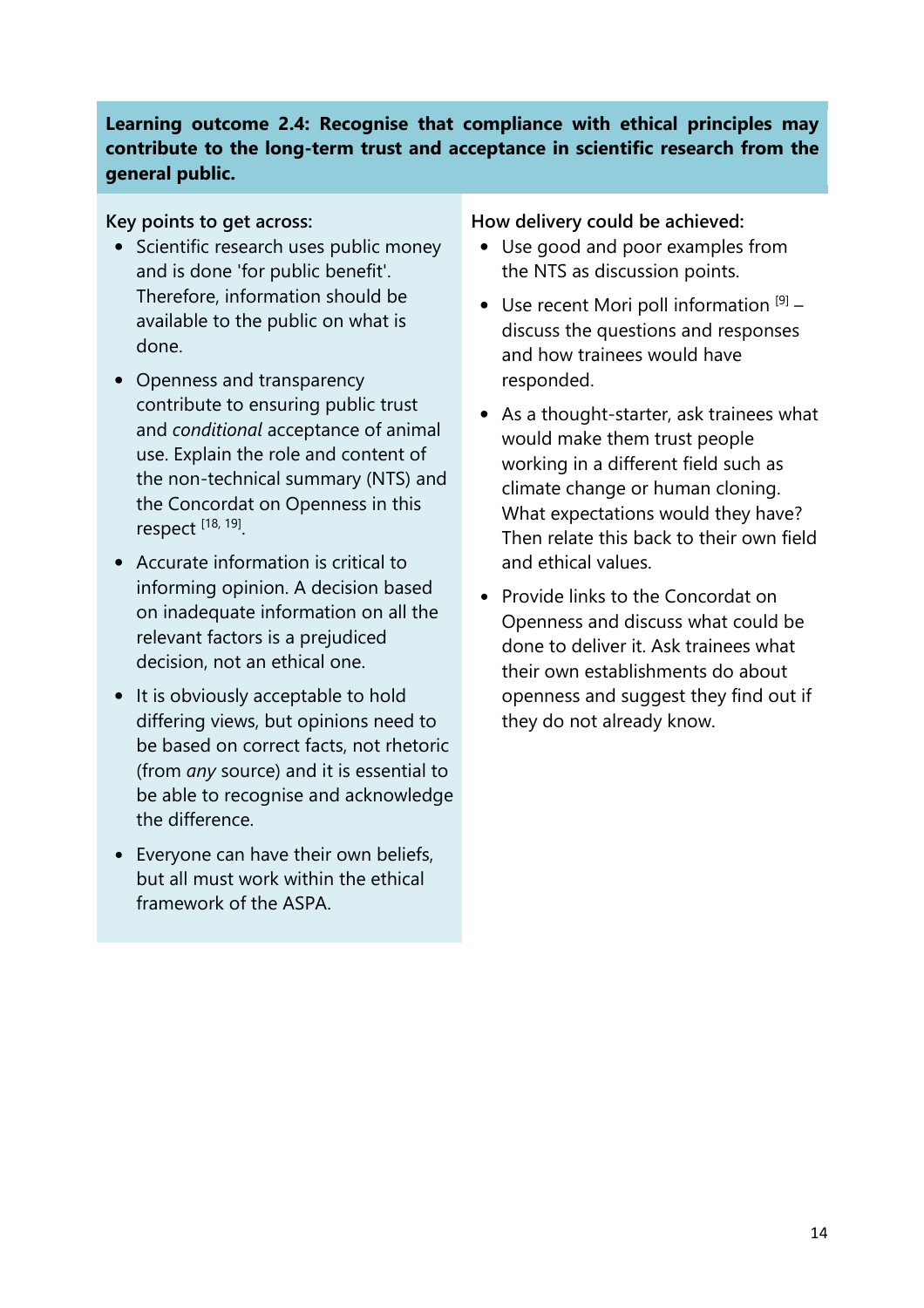**Learning outcome 2.4: Recognise that compliance with ethical principles may contribute to the long-term trust and acceptance in scientific research from the general public.**

Key points to get across:

- Scientific research uses public money and is done 'for public benefit'. Therefore, information should be available to the public on what is done.
- Openness and transparency contribute to ensuring public trust and *conditional* acceptance of animal use. Explain the role and content of the non-technical summary (NTS) and the Concordat on Openness in this respect [18, 19].
- Accurate information is critical to informing opinion. A decision based on inadequate information on all the relevant factors is a prejudiced decision, not an ethical one.
- It is obviously acceptable to hold differing views, but opinions need to be based on correct facts, not rhetoric (from *any* source) and it is essential to be able to recognise and acknowledge the difference.
- Everyone can have their own beliefs, but all must work within the ethical framework of the ASPA.

How delivery could be achieved:

- Use good and poor examples from the NTS as discussion points.
- Use recent Mori poll information [9] – discuss the questions and responses and how trainees would have responded.
- As a thought-starter, ask trainees what would make them trust people working in a different field such as climate change or human cloning. What expectations would they have? Then relate this back to their own field and ethical values.
- Provide links to the Concordat on Openness and discuss what could be done to deliver it. Ask trainees what their own establishments do about openness and suggest they find out if they do not already know.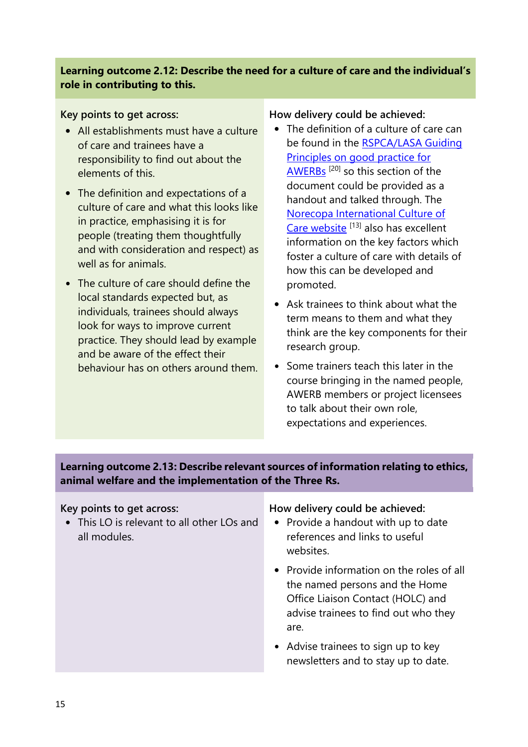**Learning outcome 2.12: Describe the need for a culture of care and the individual's role in contributing to this.**

Key points to get across:

- All establishments must have a culture of care and trainees have a responsibility to find out about the elements of this.
- The definition and expectations of a culture of care and what this looks like in practice, emphasising it is for people (treating them thoughtfully and with consideration and respect) as well as for animals.
- The culture of care should define the local standards expected but, as individuals, trainees should always look for ways to improve current practice. They should lead by example and be aware of the effect their behaviour has on others around them.

How delivery could be achieved:

- The definition of a culture of care can be found in the RSPCA/LASA Guiding Principles on good practice for AWERBs [20] so this section of the document could be provided as a handout and talked through. The Norecopa International Culture of Care website [13] also has excellent information on the key factors which foster a culture of care with details of how this can be developed and promoted.
- Ask trainees to think about what the term means to them and what they think are the key components for their research group.
- Some trainers teach this later in the course bringing in the named people, AWERB members or project licensees to talk about their own role, expectations and experiences.

**Learning outcome 2.13: Describe relevant sources of information relating to ethics, animal welfare and the implementation of the Three Rs.**

Key points to get across:

- This LO is relevant to all other LOs and all modules.

How delivery could be achieved:

- Provide a handout with up to date references and links to useful websites.
- Provide information on the roles of all the named persons and the Home Office Liaison Contact (HOLC) and advise trainees to find out who they are.
- Advise trainees to sign up to key newsletters and to stay up to date.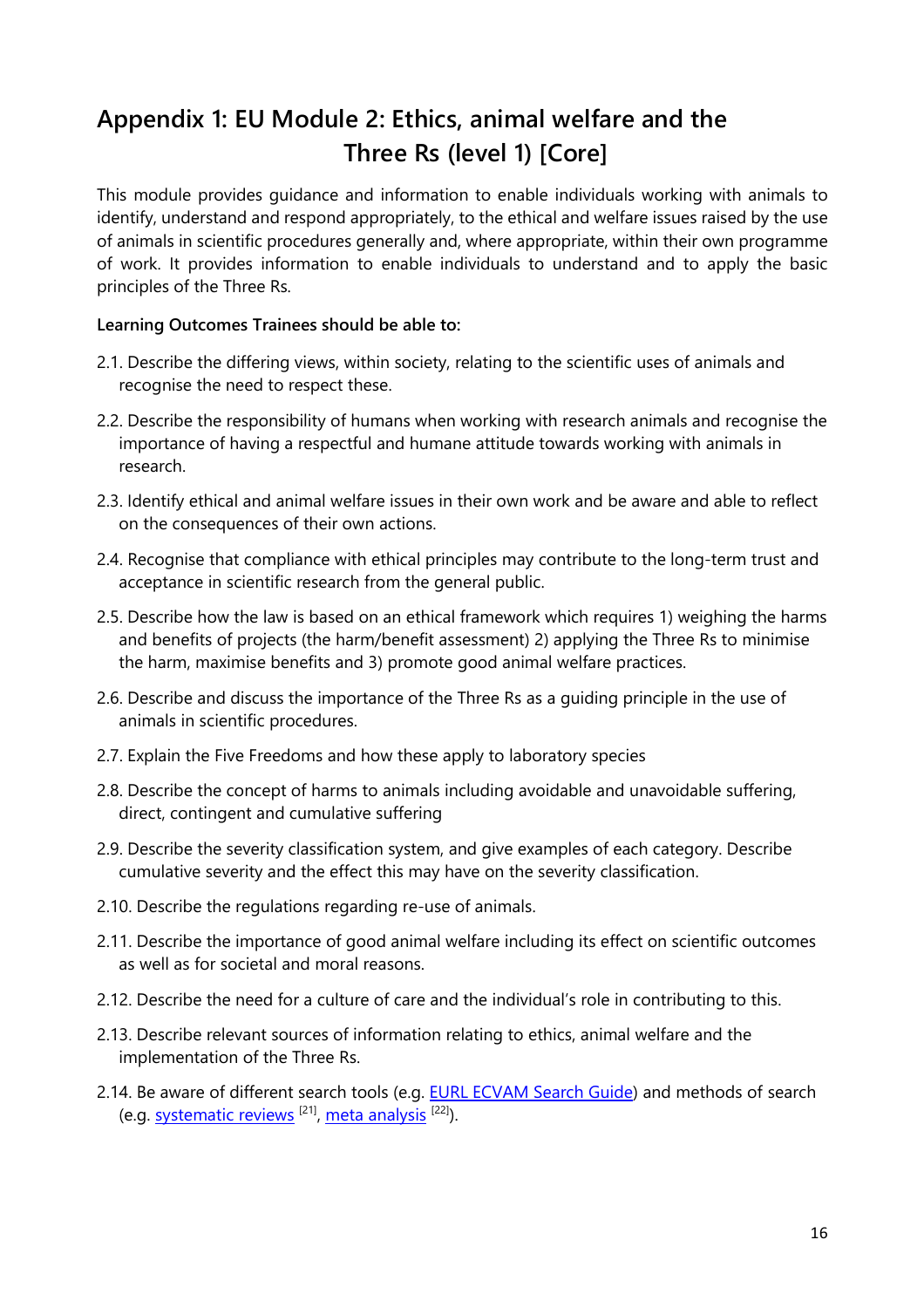# Appendix 1: EU Module 2: Ethics, animal welfare and the Three Rs (level 1) [Core]

This module provides guidance and information to enable individuals working with animals to identify, understand and respond appropriately, to the ethical and welfare issues raised by the use of animals in scientific procedures generally and, where appropriate, within their own programme of work. It provides information to enable individuals to understand and to apply the basic principles of the Three Rs.

**Learning Outcomes Trainees should be able to:**

2.1. Describe the differing views, within society, relating to the scientific uses of animals and recognise the need to respect these.

2.2. Describe the responsibility of humans when working with research animals and recognise the importance of having a respectful and humane attitude towards working with animals in research.

2.3. Identify ethical and animal welfare issues in their own work and be aware and able to reflect on the consequences of their own actions.

2.4. Recognise that compliance with ethical principles may contribute to the long-term trust and acceptance in scientific research from the general public.

2.5. Describe how the law is based on an ethical framework which requires 1) weighing the harms and benefits of projects (the harm/benefit assessment) 2) applying the Three Rs to minimise the harm, maximise benefits and 3) promote good animal welfare practices.

2.6. Describe and discuss the importance of the Three Rs as a guiding principle in the use of animals in scientific procedures.

2.7. Explain the Five Freedoms and how these apply to laboratory species

2.8. Describe the concept of harms to animals including avoidable and unavoidable suffering, direct, contingent and cumulative suffering

2.9. Describe the severity classification system, and give examples of each category. Describe cumulative severity and the effect this may have on the severity classification.

2.10. Describe the regulations regarding re-use of animals.

2.11. Describe the importance of good animal welfare including its effect on scientific outcomes as well as for societal and moral reasons.

2.12. Describe the need for a culture of care and the individual's role in contributing to this.

2.13. Describe relevant sources of information relating to ethics, animal welfare and the implementation of the Three Rs.

2.14. Be aware of different search tools (e.g. EURL ECVAM Search Guide) and methods of search (e.g. systematic reviews [21], meta analysis [22]).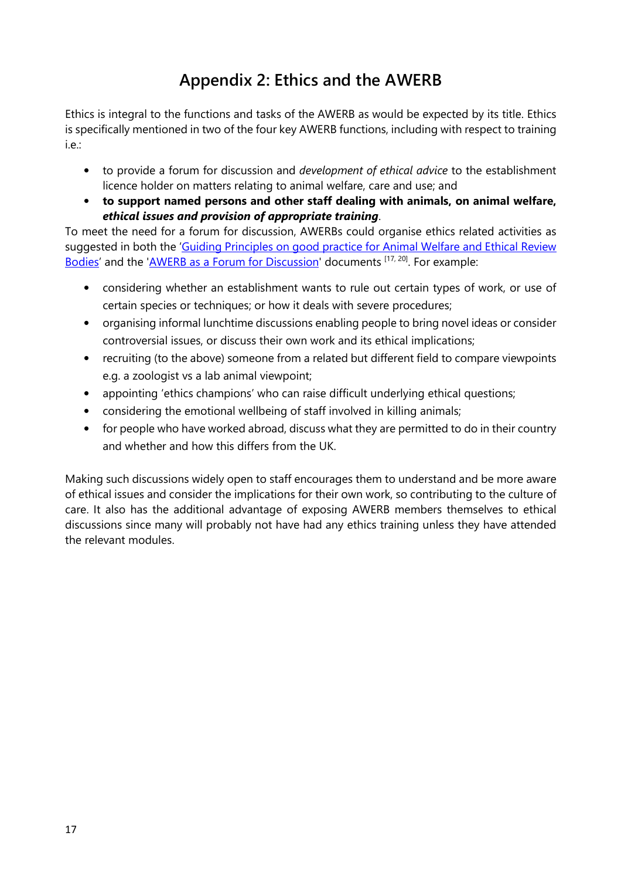# Appendix 2: Ethics and the AWERB

Ethics is integral to the functions and tasks of the AWERB as would be expected by its title. Ethics is specifically mentioned in two of the four key AWERB functions, including with respect to training i.e.:

- to provide a forum for discussion and *development of ethical advice* to the establishment licence holder on matters relating to animal welfare, care and use; and
- **to support named persons and other staff dealing with animals, on animal welfare, *ethical issues and provision of appropriate training*.**

To meet the need for a forum for discussion, AWERBs could organise ethics related activities as suggested in both the '[Guiding Principles on good practice for Animal Welfare and Ethical Review Bodies](#)' and the '[AWERB as a Forum for Discussion](#)' documents [17, 20]. For example:

- considering whether an establishment wants to rule out certain types of work, or use of certain species or techniques; or how it deals with severe procedures;
- organising informal lunchtime discussions enabling people to bring novel ideas or consider controversial issues, or discuss their own work and its ethical implications;
- recruiting (to the above) someone from a related but different field to compare viewpoints e.g. a zoologist vs a lab animal viewpoint;
- appointing 'ethics champions' who can raise difficult underlying ethical questions;
- considering the emotional wellbeing of staff involved in killing animals;
- for people who have worked abroad, discuss what they are permitted to do in their country and whether and how this differs from the UK.

Making such discussions widely open to staff encourages them to understand and be more aware of ethical issues and consider the implications for their own work, so contributing to the culture of care. It also has the additional advantage of exposing AWERB members themselves to ethical discussions since many will probably not have had any ethics training unless they have attended the relevant modules.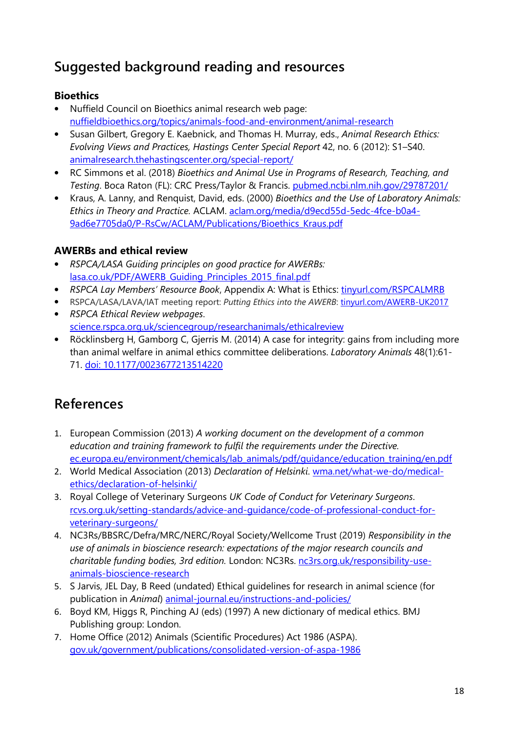## Suggested background reading and resources

### Bioethics

- Nuffield Council on Bioethics animal research web page: nuffieldbioethics.org/topics/animals-food-and-environment/animal-research
- Susan Gilbert, Gregory E. Kaebnick, and Thomas H. Murray, eds., *Animal Research Ethics: Evolving Views and Practices, Hastings Center Special Report* 42, no. 6 (2012): S1–S40. animalresearch.thehastingscenter.org/special-report/
- RC Simmons et al. (2018) *Bioethics and Animal Use in Programs of Research, Teaching, and Testing*. Boca Raton (FL): CRC Press/Taylor & Francis. pubmed.ncbi.nlm.nih.gov/29787201/
- Kraus, A. Lanny, and Renquist, David, eds. (2000) *Bioethics and the Use of Laboratory Animals: Ethics in Theory and Practice.* ACLAM. aclam.org/media/d9ecd55d-5edc-4fce-b0a4-9ad6e7705da0/P-RsCw/ACLAM/Publications/Bioethics_Kraus.pdf

### AWERBs and ethical review

- *RSPCA/LASA Guiding principles on good practice for AWERBs:* lasa.co.uk/PDF/AWERB_Guiding_Principles_2015_final.pdf
- *RSPCA Lay Members' Resource Book*, Appendix A: What is Ethics: tinyurl.com/RSPCALMRB
- RSPCA/LASA/LAVA/IAT meeting report: *Putting Ethics into the AWERB*: tinyurl.com/AWERB-UK2017
- *RSPCA Ethical Review webpages*. science.rspca.org.uk/sciencegroup/researchanimals/ethicalreview
- Röcklinsberg H, Gamborg C, Gjerris M. (2014) A case for integrity: gains from including more than animal welfare in animal ethics committee deliberations. *Laboratory Animals* 48(1):61-71. doi: 10.1177/0023677213514220

## References

1. European Commission (2013) *A working document on the development of a common education and training framework to fulfil the requirements under the Directive.* ec.europa.eu/environment/chemicals/lab_animals/pdf/guidance/education_training/en.pdf
2. World Medical Association (2013) *Declaration of Helsinki*. wma.net/what-we-do/medical-ethics/declaration-of-helsinki/
3. Royal College of Veterinary Surgeons *UK Code of Conduct for Veterinary Surgeons*. rcvs.org.uk/setting-standards/advice-and-guidance/code-of-professional-conduct-for-veterinary-surgeons/
4. NC3Rs/BBSRC/Defra/MRC/NERC/Royal Society/Wellcome Trust (2019) *Responsibility in the use of animals in bioscience research: expectations of the major research councils and charitable funding bodies, 3rd edition.* London: NC3Rs. nc3rs.org.uk/responsibility-use-animals-bioscience-research
5. S Jarvis, JEL Day, B Reed (undated) Ethical guidelines for research in animal science (for publication in *Animal*) animal-journal.eu/instructions-and-policies/
6. Boyd KM, Higgs R, Pinching AJ (eds) (1997) A new dictionary of medical ethics. BMJ Publishing group: London.
7. Home Office (2012) Animals (Scientific Procedures) Act 1986 (ASPA). gov.uk/government/publications/consolidated-version-of-aspa-1986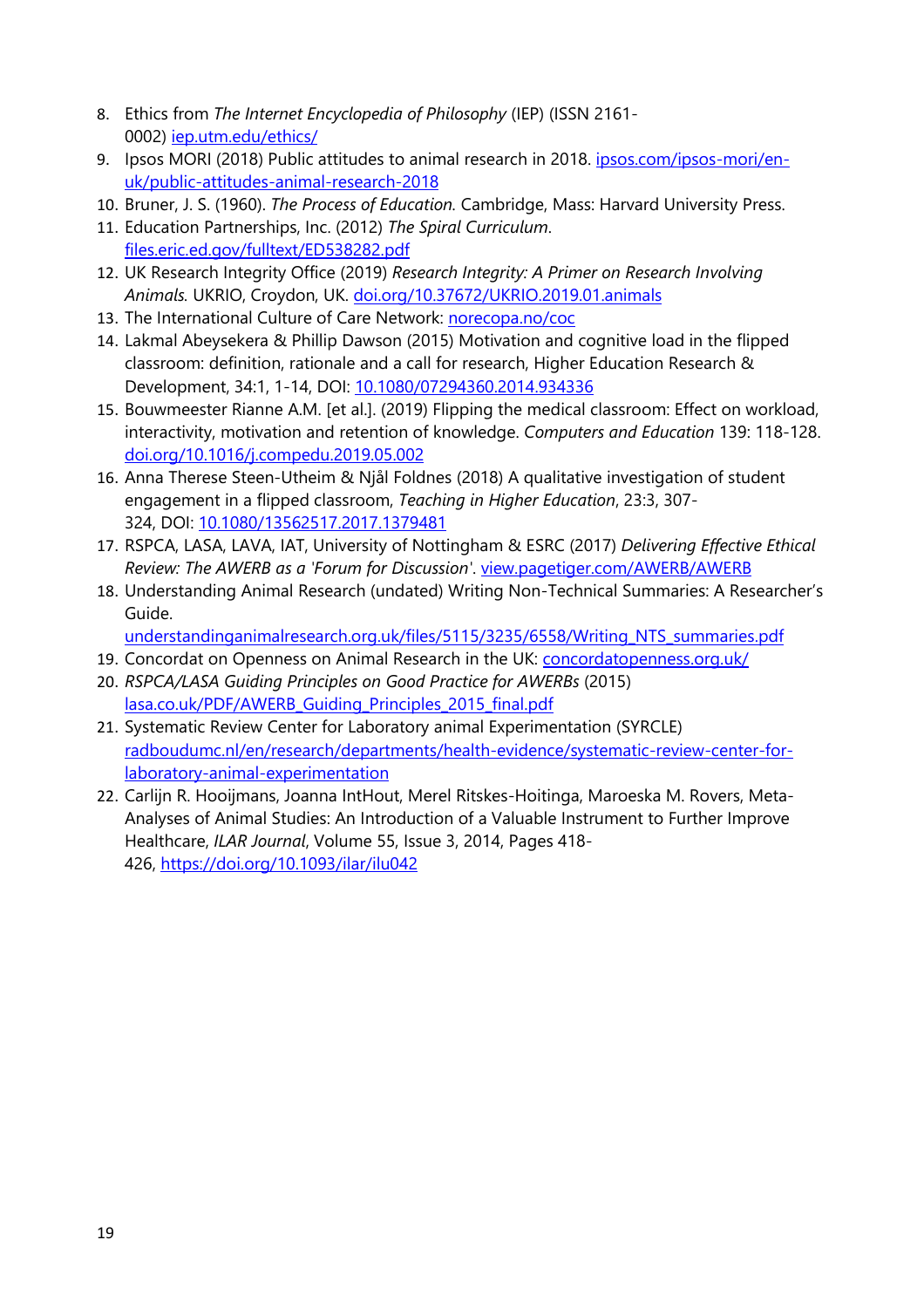8. Ethics from *The Internet Encyclopedia of Philosophy* (IEP) (ISSN 2161-0002) iep.utm.edu/ethics/
9. Ipsos MORI (2018) Public attitudes to animal research in 2018. ipsos.com/ipsos-mori/en-uk/public-attitudes-animal-research-2018
10. Bruner, J. S. (1960). *The Process of Education.* Cambridge, Mass: Harvard University Press.
11. Education Partnerships, Inc. (2012) *The Spiral Curriculum*. files.eric.ed.gov/fulltext/ED538282.pdf
12. UK Research Integrity Office (2019) *Research Integrity: A Primer on Research Involving Animals.* UKRIO, Croydon, UK. doi.org/10.37672/UKRIO.2019.01.animals
13. The International Culture of Care Network: norecopa.no/coc
14. Lakmal Abeysekera & Phillip Dawson (2015) Motivation and cognitive load in the flipped classroom: definition, rationale and a call for research, Higher Education Research & Development, 34:1, 1-14, DOI: 10.1080/07294360.2014.934336
15. Bouwmeester Rianne A.M. [et al.]. (2019) Flipping the medical classroom: Effect on workload, interactivity, motivation and retention of knowledge. *Computers and Education* 139: 118-128. doi.org/10.1016/j.compedu.2019.05.002
16. Anna Therese Steen-Utheim & Njål Foldnes (2018) A qualitative investigation of student engagement in a flipped classroom, *Teaching in Higher Education*, 23:3, 307-324, DOI: 10.1080/13562517.2017.1379481
17. RSPCA, LASA, LAVA, IAT, University of Nottingham & ESRC (2017) *Delivering Effective Ethical Review: The AWERB as a 'Forum for Discussion'*. view.pagetiger.com/AWERB/AWERB
18. Understanding Animal Research (undated) Writing Non-Technical Summaries: A Researcher's Guide. understandinganimalresearch.org.uk/files/5115/3235/6558/Writing_NTS_summaries.pdf
19. Concordat on Openness on Animal Research in the UK: concordatopenness.org.uk/
20. *RSPCA/LASA Guiding Principles on Good Practice for AWERBs* (2015) lasa.co.uk/PDF/AWERB_Guiding_Principles_2015_final.pdf
21. Systematic Review Center for Laboratory animal Experimentation (SYRCLE) radboudumc.nl/en/research/departments/health-evidence/systematic-review-center-for-laboratory-animal-experimentation
22. Carlijn R. Hooijmans, Joanna IntHout, Merel Ritskes-Hoitinga, Maroeska M. Rovers, Meta-Analyses of Animal Studies: An Introduction of a Valuable Instrument to Further Improve Healthcare, *ILAR Journal*, Volume 55, Issue 3, 2014, Pages 418-426, https://doi.org/10.1093/ilar/ilu042